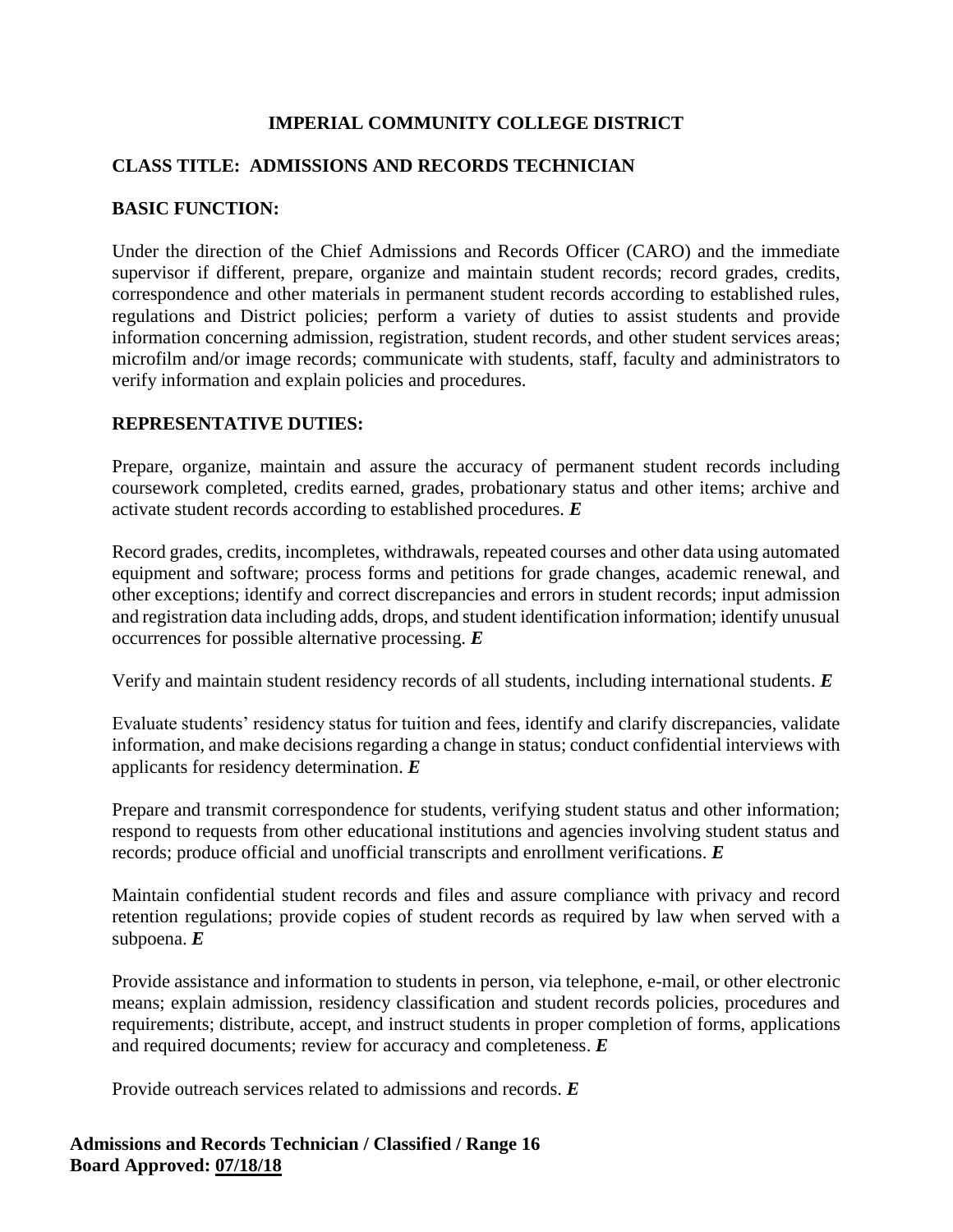**IMPERIAL COMMUNITY COLLEGE DISTRICT**

**CLASS TITLE: ADMISSIONS AND RECORDS TECHNICIAN**

**BASIC FUNCTION:**

Under the direction of the Chief Admissions and Records Officer (CARO) and the immediate supervisor if different, prepare, organize and maintain student records; record grades, credits, correspondence and other materials in permanent student records according to established rules, regulations and District policies; perform a variety of duties to assist students and provide information concerning admission, registration, student records, and other student services areas; microfilm and/or image records; communicate with students, staff, faculty and administrators to verify information and explain policies and procedures.

**REPRESENTATIVE DUTIES:**

Prepare, organize, maintain and assure the accuracy of permanent student records including coursework completed, credits earned, grades, probationary status and other items; archive and activate student records according to established procedures. ***E***

Record grades, credits, incompletes, withdrawals, repeated courses and other data using automated equipment and software; process forms and petitions for grade changes, academic renewal, and other exceptions; identify and correct discrepancies and errors in student records; input admission and registration data including adds, drops, and student identification information; identify unusual occurrences for possible alternative processing. ***E***

Verify and maintain student residency records of all students, including international students. ***E***

Evaluate students' residency status for tuition and fees, identify and clarify discrepancies, validate information, and make decisions regarding a change in status; conduct confidential interviews with applicants for residency determination. ***E***

Prepare and transmit correspondence for students, verifying student status and other information; respond to requests from other educational institutions and agencies involving student status and records; produce official and unofficial transcripts and enrollment verifications. ***E***

Maintain confidential student records and files and assure compliance with privacy and record retention regulations; provide copies of student records as required by law when served with a subpoena. ***E***

Provide assistance and information to students in person, via telephone, e-mail, or other electronic means; explain admission, residency classification and student records policies, procedures and requirements; distribute, accept, and instruct students in proper completion of forms, applications and required documents; review for accuracy and completeness. ***E***

Provide outreach services related to admissions and records. ***E***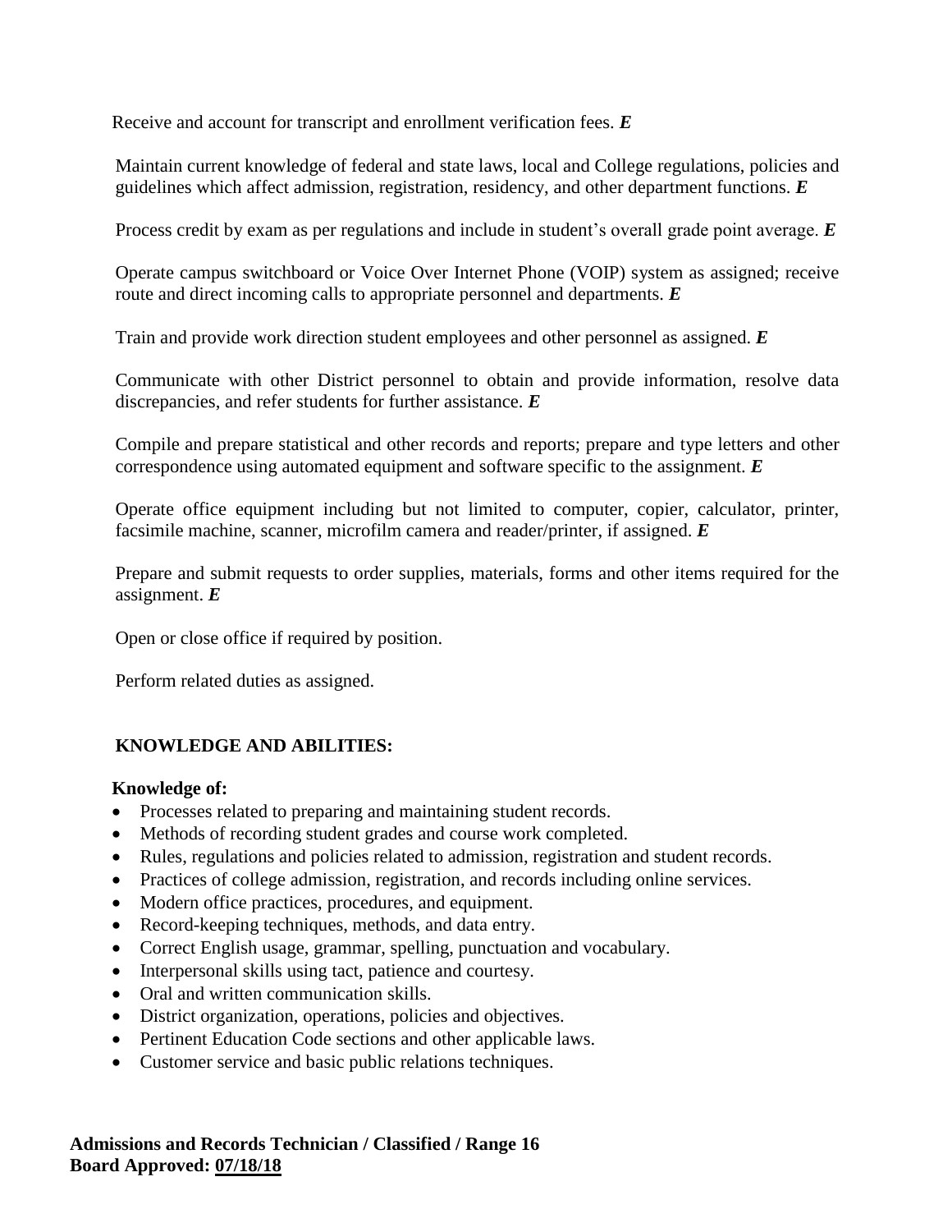Receive and account for transcript and enrollment verification fees. ***E***

Maintain current knowledge of federal and state laws, local and College regulations, policies and guidelines which affect admission, registration, residency, and other department functions. ***E***

Process credit by exam as per regulations and include in student's overall grade point average. ***E***

Operate campus switchboard or Voice Over Internet Phone (VOIP) system as assigned; receive route and direct incoming calls to appropriate personnel and departments. ***E***

Train and provide work direction student employees and other personnel as assigned. ***E***

Communicate with other District personnel to obtain and provide information, resolve data discrepancies, and refer students for further assistance. ***E***

Compile and prepare statistical and other records and reports; prepare and type letters and other correspondence using automated equipment and software specific to the assignment. ***E***

Operate office equipment including but not limited to computer, copier, calculator, printer, facsimile machine, scanner, microfilm camera and reader/printer, if assigned. ***E***

Prepare and submit requests to order supplies, materials, forms and other items required for the assignment. ***E***

Open or close office if required by position.

Perform related duties as assigned.

## KNOWLEDGE AND ABILITIES:

**Knowledge of:**

- Processes related to preparing and maintaining student records.
- Methods of recording student grades and course work completed.
- Rules, regulations and policies related to admission, registration and student records.
- Practices of college admission, registration, and records including online services.
- Modern office practices, procedures, and equipment.
- Record-keeping techniques, methods, and data entry.
- Correct English usage, grammar, spelling, punctuation and vocabulary.
- Interpersonal skills using tact, patience and courtesy.
- Oral and written communication skills.
- District organization, operations, policies and objectives.
- Pertinent Education Code sections and other applicable laws.
- Customer service and basic public relations techniques.

**Admissions and Records Technician / Classified / Range 16**
**Board Approved: <u>07/18/18</u>**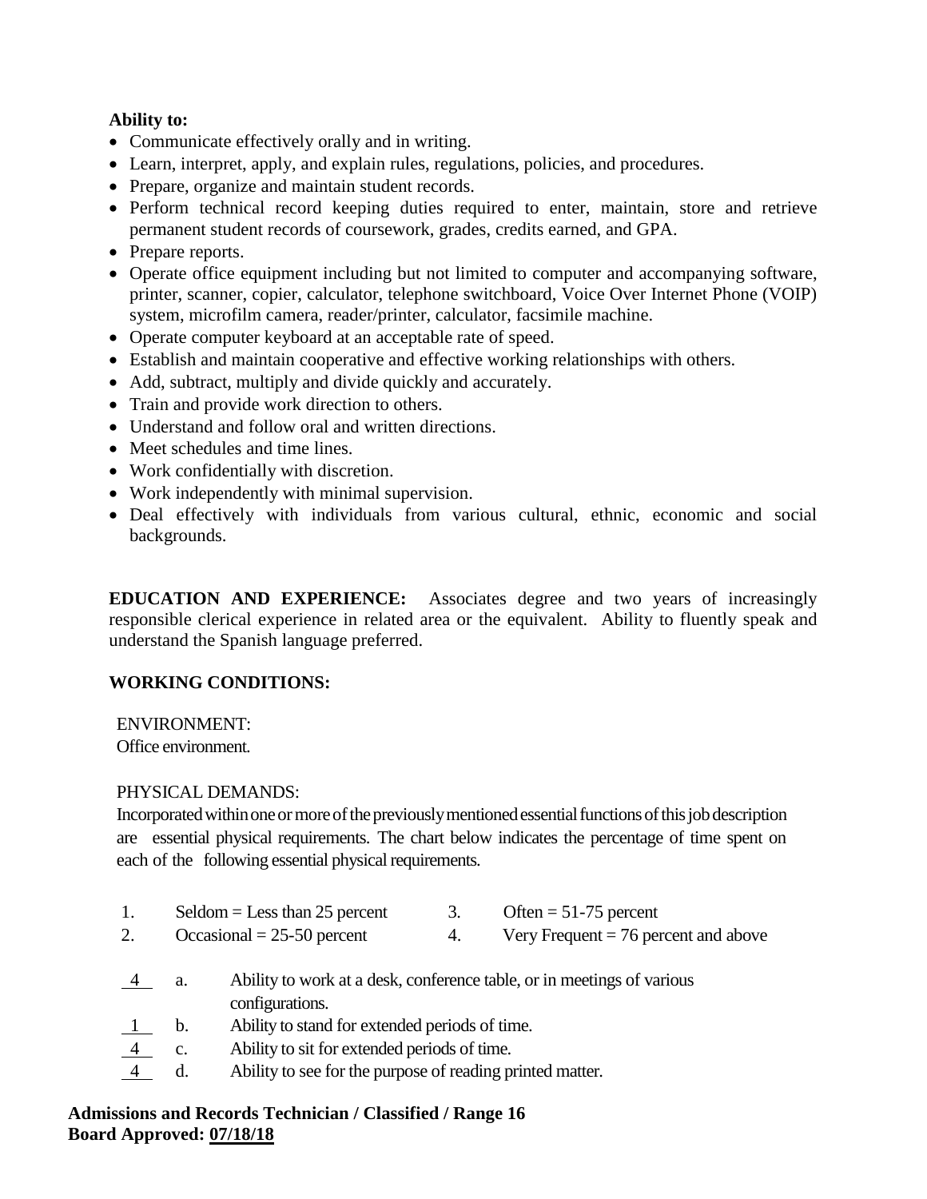**Ability to:**

- Communicate effectively orally and in writing.
- Learn, interpret, apply, and explain rules, regulations, policies, and procedures.
- Prepare, organize and maintain student records.
- Perform technical record keeping duties required to enter, maintain, store and retrieve permanent student records of coursework, grades, credits earned, and GPA.
- Prepare reports.
- Operate office equipment including but not limited to computer and accompanying software, printer, scanner, copier, calculator, telephone switchboard, Voice Over Internet Phone (VOIP) system, microfilm camera, reader/printer, calculator, facsimile machine.
- Operate computer keyboard at an acceptable rate of speed.
- Establish and maintain cooperative and effective working relationships with others.
- Add, subtract, multiply and divide quickly and accurately.
- Train and provide work direction to others.
- Understand and follow oral and written directions.
- Meet schedules and time lines.
- Work confidentially with discretion.
- Work independently with minimal supervision.
- Deal effectively with individuals from various cultural, ethnic, economic and social backgrounds.

**EDUCATION AND EXPERIENCE:** Associates degree and two years of increasingly responsible clerical experience in related area or the equivalent. Ability to fluently speak and understand the Spanish language preferred.

**WORKING CONDITIONS:**

ENVIRONMENT:
Office environment.

PHYSICAL DEMANDS:
Incorporated within one or more of the previously mentioned essential functions of this job description are essential physical requirements. The chart below indicates the percentage of time spent on each of the following essential physical requirements.

1. Seldom = Less than 25 percent
2. Occasional = 25-50 percent
3. Often = 51-75 percent
4. Very Frequent = 76 percent and above

| | | |
|---|---|---|
| 4 | a. | Ability to work at a desk, conference table, or in meetings of various configurations. |
| 1 | b. | Ability to stand for extended periods of time. |
| 4 | c. | Ability to sit for extended periods of time. |
| 4 | d. | Ability to see for the purpose of reading printed matter. |

**Admissions and Records Technician / Classified / Range 16**
**Board Approved: 07/18/18**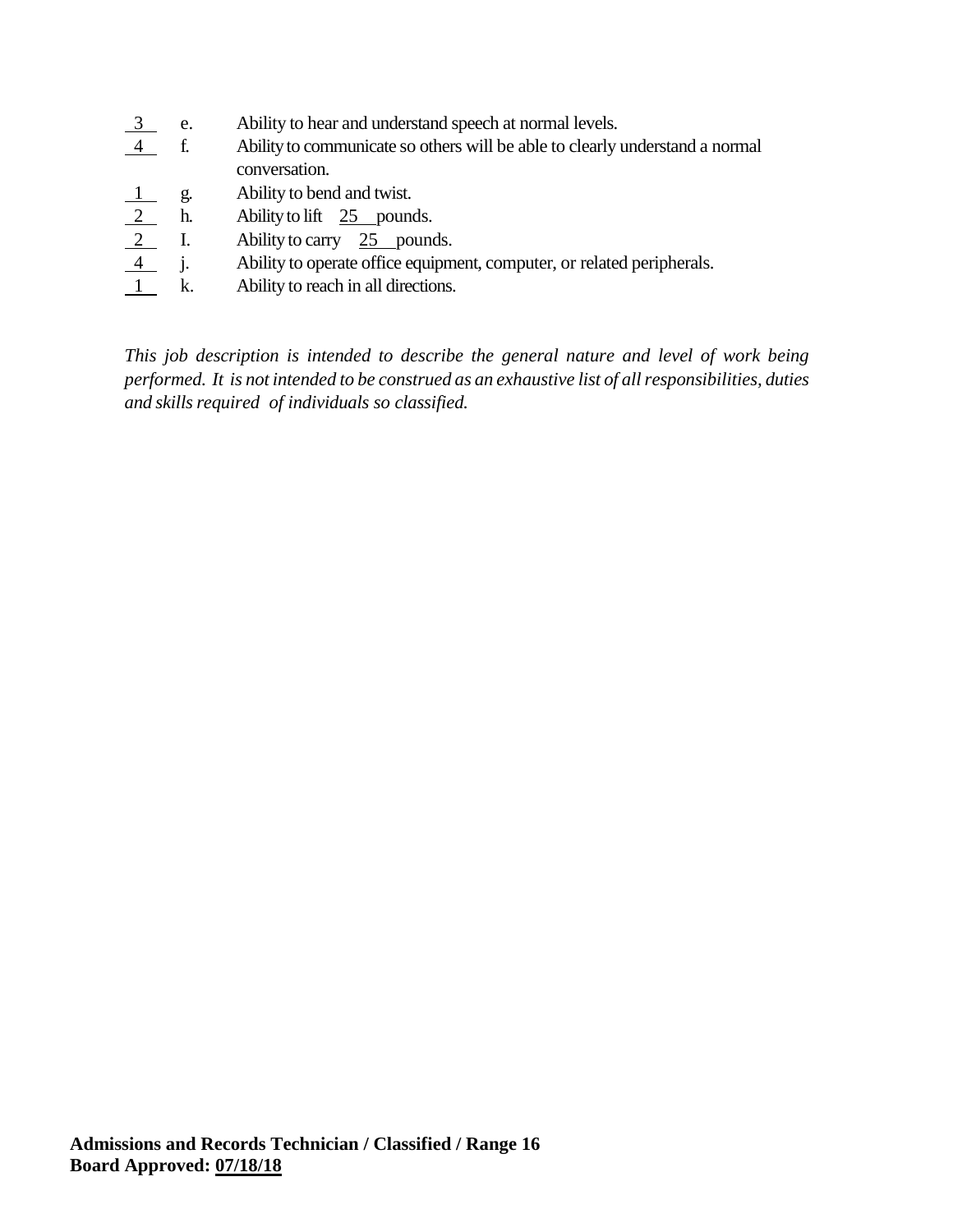3 e. Ability to hear and understand speech at normal levels.
4 f. Ability to communicate so others will be able to clearly understand a normal conversation.
1 g. Ability to bend and twist.
2 h. Ability to lift 25 pounds.
2 I. Ability to carry 25 pounds.
4 j. Ability to operate office equipment, computer, or related peripherals.
1 k. Ability to reach in all directions.

*This job description is intended to describe the general nature and level of work being performed. It is not intended to be construed as an exhaustive list of all responsibilities, duties and skills required of individuals so classified.*

**Admissions and Records Technician / Classified / Range 16**
**Board Approved: 07/18/18**